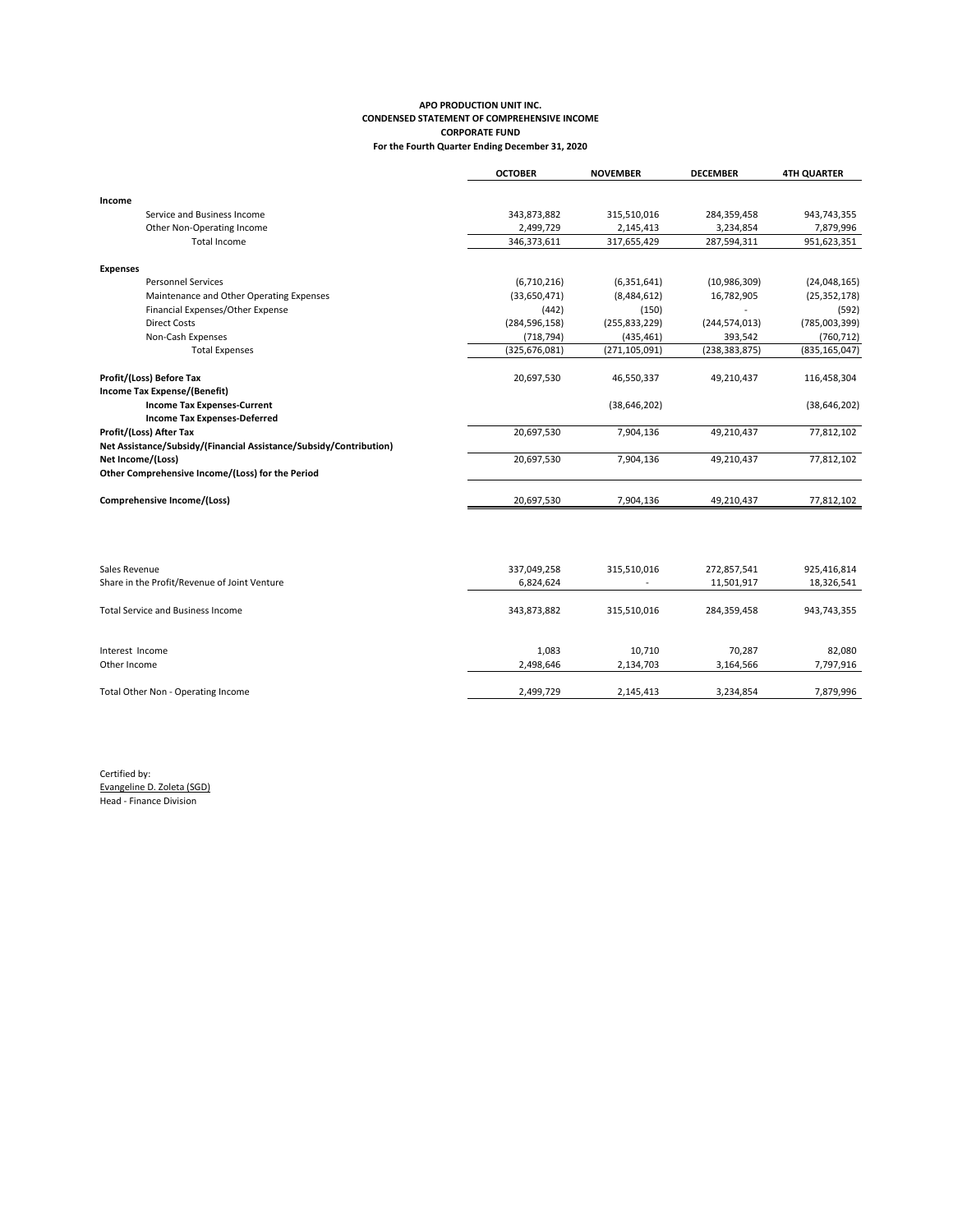**APO PRODUCTION UNIT INC.**
**CONDENSED STATEMENT OF COMPREHENSIVE INCOME**
**CORPORATE FUND**
**For the Fourth Quarter Ending December 31, 2020**

| | OCTOBER | NOVEMBER | DECEMBER | 4TH QUARTER |
|---|---|---|---|---|
| **Income** | | | | |
| Service and Business Income | 343,873,882 | 315,510,016 | 284,359,458 | 943,743,355 |
| Other Non-Operating Income | 2,499,729 | 2,145,413 | 3,234,854 | 7,879,996 |
| Total Income | 346,373,611 | 317,655,429 | 287,594,311 | 951,623,351 |
| **Expenses** | | | | |
| Personnel Services | (6,710,216) | (6,351,641) | (10,986,309) | (24,048,165) |
| Maintenance and Other Operating Expenses | (33,650,471) | (8,484,612) | 16,782,905 | (25,352,178) |
| Financial Expenses/Other Expense | (442) | (150) | - | (592) |
| Direct Costs | (284,596,158) | (255,833,229) | (244,574,013) | (785,003,399) |
| Non-Cash Expenses | (718,794) | (435,461) | 393,542 | (760,712) |
| Total Expenses | (325,676,081) | (271,105,091) | (238,383,875) | (835,165,047) |
| **Profit/(Loss) Before Tax** | 20,697,530 | 46,550,337 | 49,210,437 | 116,458,304 |
| **Income Tax Expense/(Benefit)** | | | | |
| **Income Tax Expenses-Current** | | (38,646,202) | | (38,646,202) |
| **Income Tax Expenses-Deferred** | | | | |
| **Profit/(Loss) After Tax** | 20,697,530 | 7,904,136 | 49,210,437 | 77,812,102 |
| **Net Assistance/Subsidy/(Financial Assistance/Subsidy/Contribution)** | | | | |
| **Net Income/(Loss)** | 20,697,530 | 7,904,136 | 49,210,437 | 77,812,102 |
| **Other Comprehensive Income/(Loss) for the Period** | | | | |
| **Comprehensive Income/(Loss)** | 20,697,530 | 7,904,136 | 49,210,437 | 77,812,102 |

| | OCTOBER | NOVEMBER | DECEMBER | 4TH QUARTER |
|---|---|---|---|---|
| Sales Revenue | 337,049,258 | 315,510,016 | 272,857,541 | 925,416,814 |
| Share in the Profit/Revenue of Joint Venture | 6,824,624 | - | 11,501,917 | 18,326,541 |
| Total Service and Business Income | 343,873,882 | 315,510,016 | 284,359,458 | 943,743,355 |
| Interest Income | 1,083 | 10,710 | 70,287 | 82,080 |
| Other Income | 2,498,646 | 2,134,703 | 3,164,566 | 7,797,916 |
| Total Other Non - Operating Income | 2,499,729 | 2,145,413 | 3,234,854 | 7,879,996 |

Certified by:
Evangeline D. Zoleta (SGD)
Head - Finance Division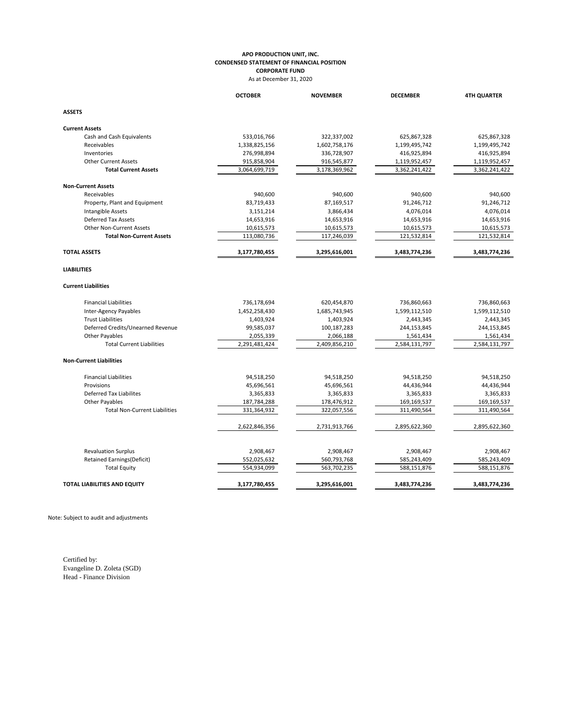**APO PRODUCTION UNIT, INC.**
**CONDENSED STATEMENT OF FINANCIAL POSITION**
**CORPORATE FUND**
As at December 31, 2020

| | OCTOBER | NOVEMBER | DECEMBER | 4TH QUARTER |
|---|---|---|---|---|
| **ASSETS** | | | | |
| **Current Assets** | | | | |
| Cash and Cash Equivalents | 533,016,766 | 322,337,002 | 625,867,328 | 625,867,328 |
| Receivables | 1,338,825,156 | 1,602,758,176 | 1,199,495,742 | 1,199,495,742 |
| Inventories | 276,998,894 | 336,728,907 | 416,925,894 | 416,925,894 |
| Other Current Assets | 915,858,904 | 916,545,877 | 1,119,952,457 | 1,119,952,457 |
| **Total Current Assets** | 3,064,699,719 | 3,178,369,962 | 3,362,241,422 | 3,362,241,422 |
| **Non-Current Assets** | | | | |
| Receivables | 940,600 | 940,600 | 940,600 | 940,600 |
| Property, Plant and Equipment | 83,719,433 | 87,169,517 | 91,246,712 | 91,246,712 |
| Intangible Assets | 3,151,214 | 3,866,434 | 4,076,014 | 4,076,014 |
| Deferred Tax Assets | 14,653,916 | 14,653,916 | 14,653,916 | 14,653,916 |
| Other Non-Current Assets | 10,615,573 | 10,615,573 | 10,615,573 | 10,615,573 |
| **Total Non-Current Assets** | 113,080,736 | 117,246,039 | 121,532,814 | 121,532,814 |
| **TOTAL ASSETS** | **3,177,780,455** | **3,295,616,001** | **3,483,774,236** | **3,483,774,236** |
| **LIABILITIES** | | | | |
| **Current Liabilities** | | | | |
| Financial Liabilities | 736,178,694 | 620,454,870 | 736,860,663 | 736,860,663 |
| Inter-Agency Payables | 1,452,258,430 | 1,685,743,945 | 1,599,112,510 | 1,599,112,510 |
| Trust Liabilities | 1,403,924 | 1,403,924 | 2,443,345 | 2,443,345 |
| Deferred Credits/Unearned Revenue | 99,585,037 | 100,187,283 | 244,153,845 | 244,153,845 |
| Other Payables | 2,055,339 | 2,066,188 | 1,561,434 | 1,561,434 |
| Total Current Liabilities | 2,291,481,424 | 2,409,856,210 | 2,584,131,797 | 2,584,131,797 |
| **Non-Current Liabilities** | | | | |
| Financial Liabilities | 94,518,250 | 94,518,250 | 94,518,250 | 94,518,250 |
| Provisions | 45,696,561 | 45,696,561 | 44,436,944 | 44,436,944 |
| Deferred Tax Liabilites | 3,365,833 | 3,365,833 | 3,365,833 | 3,365,833 |
| Other Payables | 187,784,288 | 178,476,912 | 169,169,537 | 169,169,537 |
| Total Non-Current Liabilities | 331,364,932 | 322,057,556 | 311,490,564 | 311,490,564 |
| | 2,622,846,356 | 2,731,913,766 | 2,895,622,360 | 2,895,622,360 |
| Revaluation Surplus | 2,908,467 | 2,908,467 | 2,908,467 | 2,908,467 |
| Retained Earnings(Deficit) | 552,025,632 | 560,793,768 | 585,243,409 | 585,243,409 |
| Total Equity | 554,934,099 | 563,702,235 | 588,151,876 | 588,151,876 |
| **TOTAL LIABILITIES AND EQUITY** | **3,177,780,455** | **3,295,616,001** | **3,483,774,236** | **3,483,774,236** |

Note: Subject to audit and adjustments

Certified by:
Evangeline D. Zoleta (SGD)
Head - Finance Division